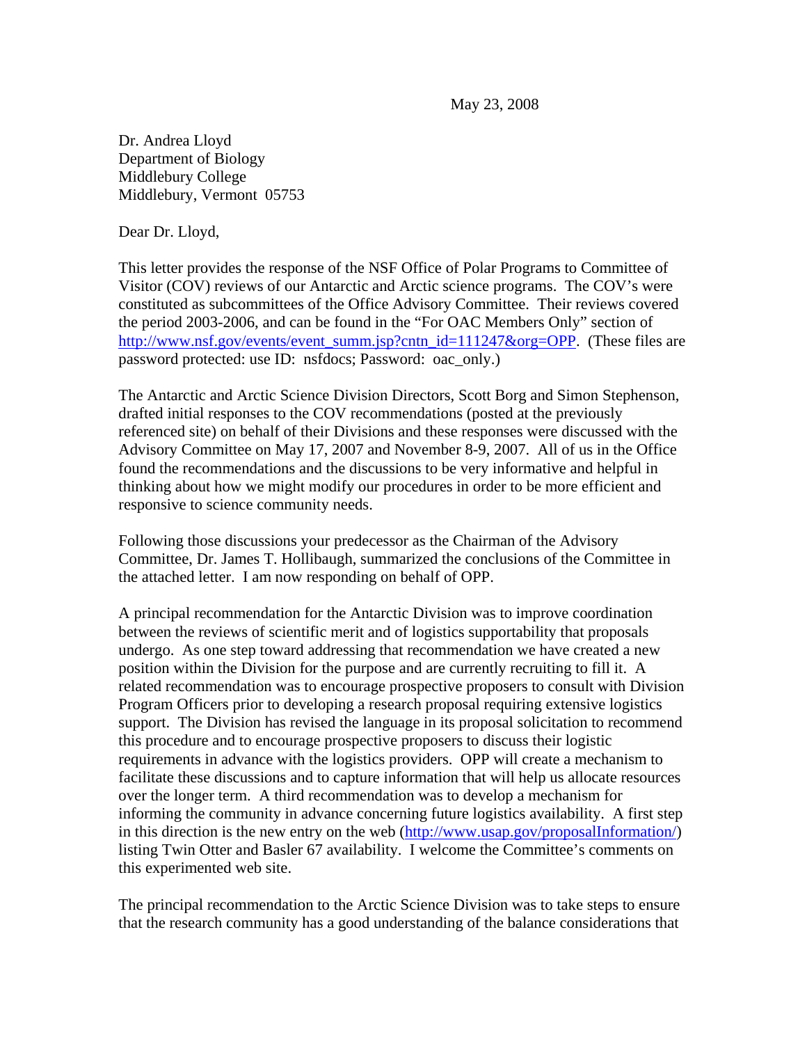May 23, 2008

Dr. Andrea Lloyd
Department of Biology
Middlebury College
Middlebury, Vermont 05753

Dear Dr. Lloyd,

This letter provides the response of the NSF Office of Polar Programs to Committee of Visitor (COV) reviews of our Antarctic and Arctic science programs. The COV's were constituted as subcommittees of the Office Advisory Committee. Their reviews covered the period 2003-2006, and can be found in the "For OAC Members Only" section of http://www.nsf.gov/events/event_summ.jsp?cntn_id=111247&org=OPP. (These files are password protected: use ID: nsfdocs; Password: oac_only.)

The Antarctic and Arctic Science Division Directors, Scott Borg and Simon Stephenson, drafted initial responses to the COV recommendations (posted at the previously referenced site) on behalf of their Divisions and these responses were discussed with the Advisory Committee on May 17, 2007 and November 8-9, 2007. All of us in the Office found the recommendations and the discussions to be very informative and helpful in thinking about how we might modify our procedures in order to be more efficient and responsive to science community needs.

Following those discussions your predecessor as the Chairman of the Advisory Committee, Dr. James T. Hollibaugh, summarized the conclusions of the Committee in the attached letter. I am now responding on behalf of OPP.

A principal recommendation for the Antarctic Division was to improve coordination between the reviews of scientific merit and of logistics supportability that proposals undergo. As one step toward addressing that recommendation we have created a new position within the Division for the purpose and are currently recruiting to fill it. A related recommendation was to encourage prospective proposers to consult with Division Program Officers prior to developing a research proposal requiring extensive logistics support. The Division has revised the language in its proposal solicitation to recommend this procedure and to encourage prospective proposers to discuss their logistic requirements in advance with the logistics providers. OPP will create a mechanism to facilitate these discussions and to capture information that will help us allocate resources over the longer term. A third recommendation was to develop a mechanism for informing the community in advance concerning future logistics availability. A first step in this direction is the new entry on the web (http://www.usap.gov/proposalInformation/) listing Twin Otter and Basler 67 availability. I welcome the Committee's comments on this experimented web site.

The principal recommendation to the Arctic Science Division was to take steps to ensure that the research community has a good understanding of the balance considerations that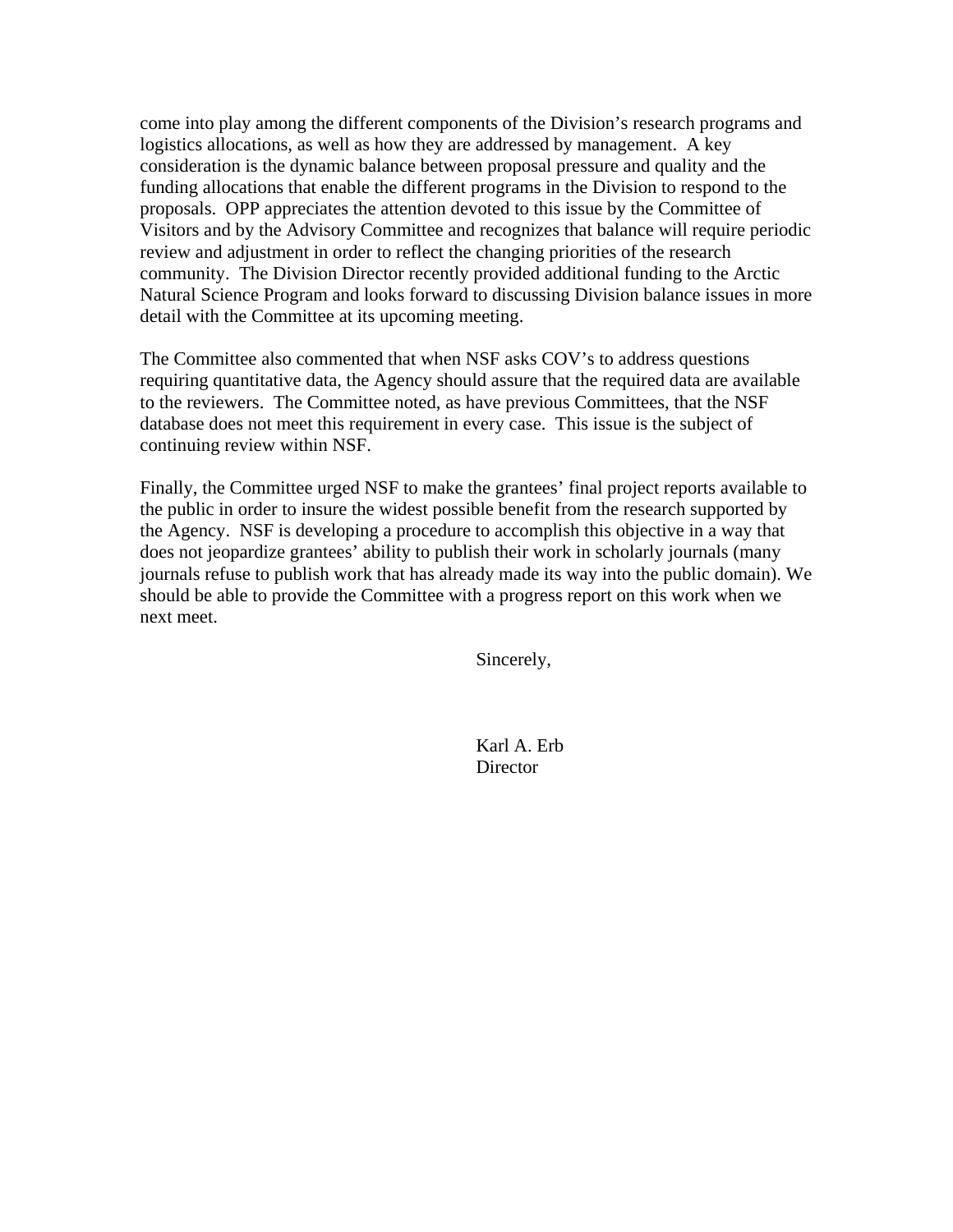come into play among the different components of the Division's research programs and logistics allocations, as well as how they are addressed by management. A key consideration is the dynamic balance between proposal pressure and quality and the funding allocations that enable the different programs in the Division to respond to the proposals. OPP appreciates the attention devoted to this issue by the Committee of Visitors and by the Advisory Committee and recognizes that balance will require periodic review and adjustment in order to reflect the changing priorities of the research community. The Division Director recently provided additional funding to the Arctic Natural Science Program and looks forward to discussing Division balance issues in more detail with the Committee at its upcoming meeting.

The Committee also commented that when NSF asks COV's to address questions requiring quantitative data, the Agency should assure that the required data are available to the reviewers. The Committee noted, as have previous Committees, that the NSF database does not meet this requirement in every case. This issue is the subject of continuing review within NSF.

Finally, the Committee urged NSF to make the grantees' final project reports available to the public in order to insure the widest possible benefit from the research supported by the Agency. NSF is developing a procedure to accomplish this objective in a way that does not jeopardize grantees' ability to publish their work in scholarly journals (many journals refuse to publish work that has already made its way into the public domain). We should be able to provide the Committee with a progress report on this work when we next meet.

Sincerely,

Karl A. Erb
Director